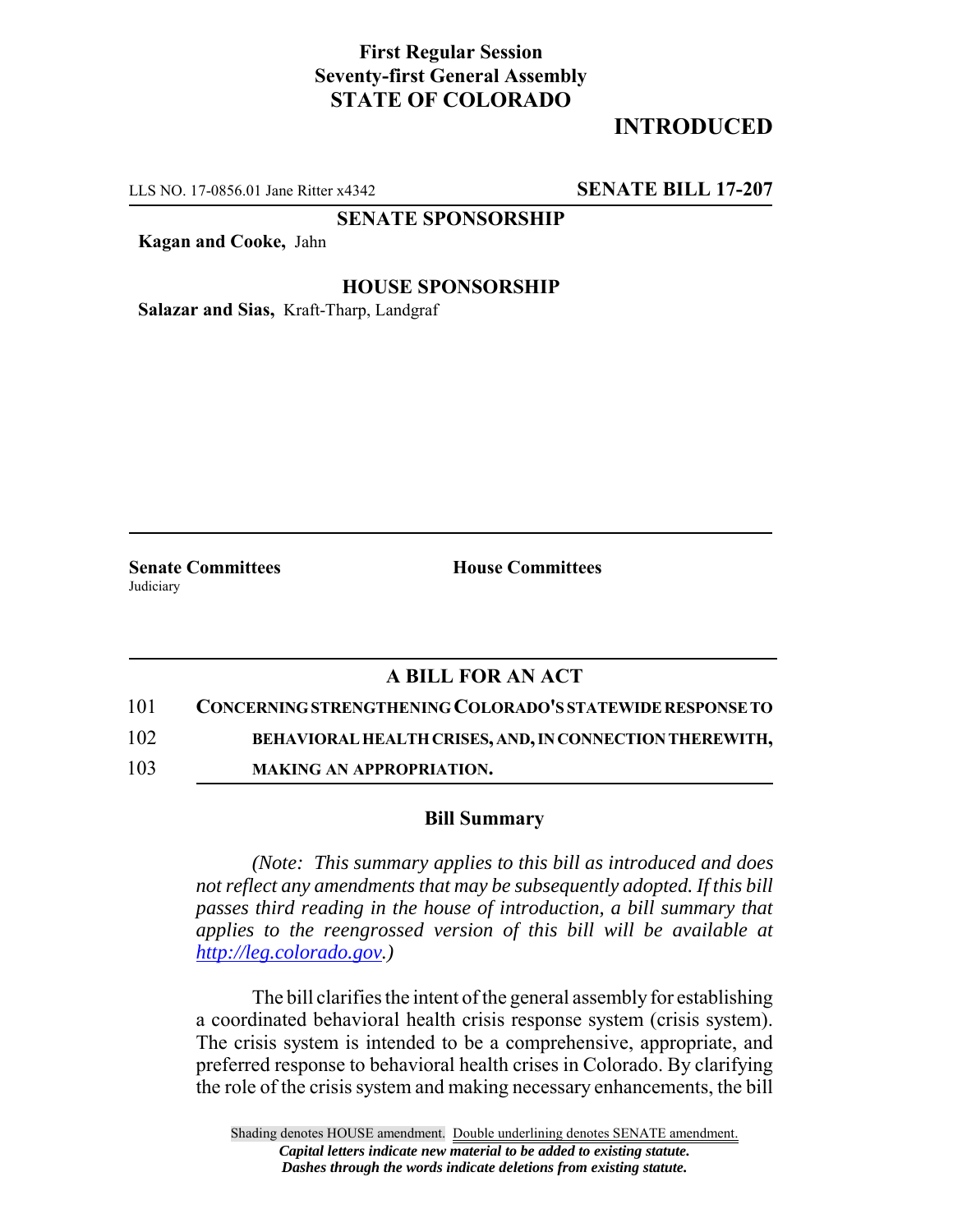**First Regular Session**
**Seventy-first General Assembly**
**STATE OF COLORADO**

# INTRODUCED

LLS NO. 17-0856.01 Jane Ritter x4342 **SENATE BILL 17-207**

**SENATE SPONSORSHIP**

**Kagan and Cooke,** Jahn

**HOUSE SPONSORSHIP**

**Salazar and Sias,** Kraft-Tharp, Landgraf

**Senate Committees**
Judiciary

**House Committees**

## A BILL FOR AN ACT

101 **CONCERNING STRENGTHENING COLORADO'S STATEWIDE RESPONSE TO**
102 **BEHAVIORAL HEALTH CRISES, AND, IN CONNECTION THEREWITH,**
103 **MAKING AN APPROPRIATION.**

### Bill Summary

*(Note: This summary applies to this bill as introduced and does not reflect any amendments that may be subsequently adopted. If this bill passes third reading in the house of introduction, a bill summary that applies to the reengrossed version of this bill will be available at http://leg.colorado.gov.)*

The bill clarifies the intent of the general assembly for establishing a coordinated behavioral health crisis response system (crisis system). The crisis system is intended to be a comprehensive, appropriate, and preferred response to behavioral health crises in Colorado. By clarifying the role of the crisis system and making necessary enhancements, the bill

Shading denotes HOUSE amendment. Double underlining denotes SENATE amendment.
*Capital letters indicate new material to be added to existing statute.*
*Dashes through the words indicate deletions from existing statute.*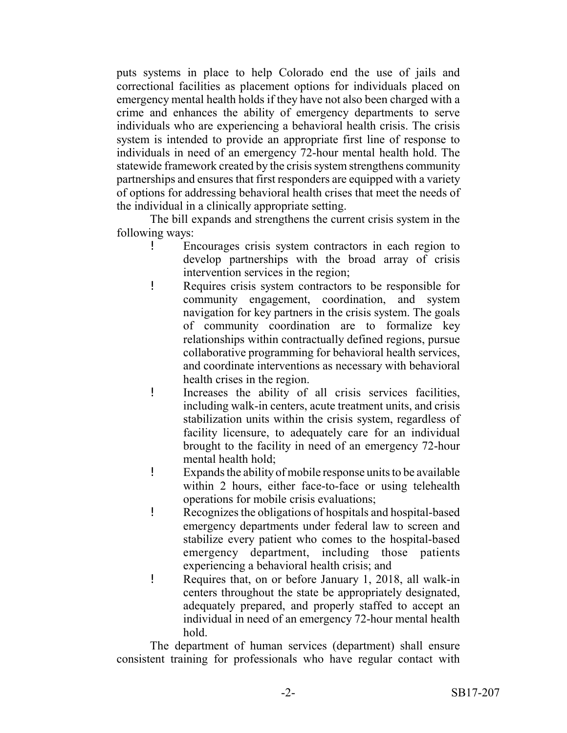puts systems in place to help Colorado end the use of jails and correctional facilities as placement options for individuals placed on emergency mental health holds if they have not also been charged with a crime and enhances the ability of emergency departments to serve individuals who are experiencing a behavioral health crisis. The crisis system is intended to provide an appropriate first line of response to individuals in need of an emergency 72-hour mental health hold. The statewide framework created by the crisis system strengthens community partnerships and ensures that first responders are equipped with a variety of options for addressing behavioral health crises that meet the needs of the individual in a clinically appropriate setting.

The bill expands and strengthens the current crisis system in the following ways:

- Encourages crisis system contractors in each region to develop partnerships with the broad array of crisis intervention services in the region;
- Requires crisis system contractors to be responsible for community engagement, coordination, and system navigation for key partners in the crisis system. The goals of community coordination are to formalize key relationships within contractually defined regions, pursue collaborative programming for behavioral health services, and coordinate interventions as necessary with behavioral health crises in the region.
- Increases the ability of all crisis services facilities, including walk-in centers, acute treatment units, and crisis stabilization units within the crisis system, regardless of facility licensure, to adequately care for an individual brought to the facility in need of an emergency 72-hour mental health hold;
- Expands the ability of mobile response units to be available within 2 hours, either face-to-face or using telehealth operations for mobile crisis evaluations;
- Recognizes the obligations of hospitals and hospital-based emergency departments under federal law to screen and stabilize every patient who comes to the hospital-based emergency department, including those patients experiencing a behavioral health crisis; and
- Requires that, on or before January 1, 2018, all walk-in centers throughout the state be appropriately designated, adequately prepared, and properly staffed to accept an individual in need of an emergency 72-hour mental health hold.

The department of human services (department) shall ensure consistent training for professionals who have regular contact with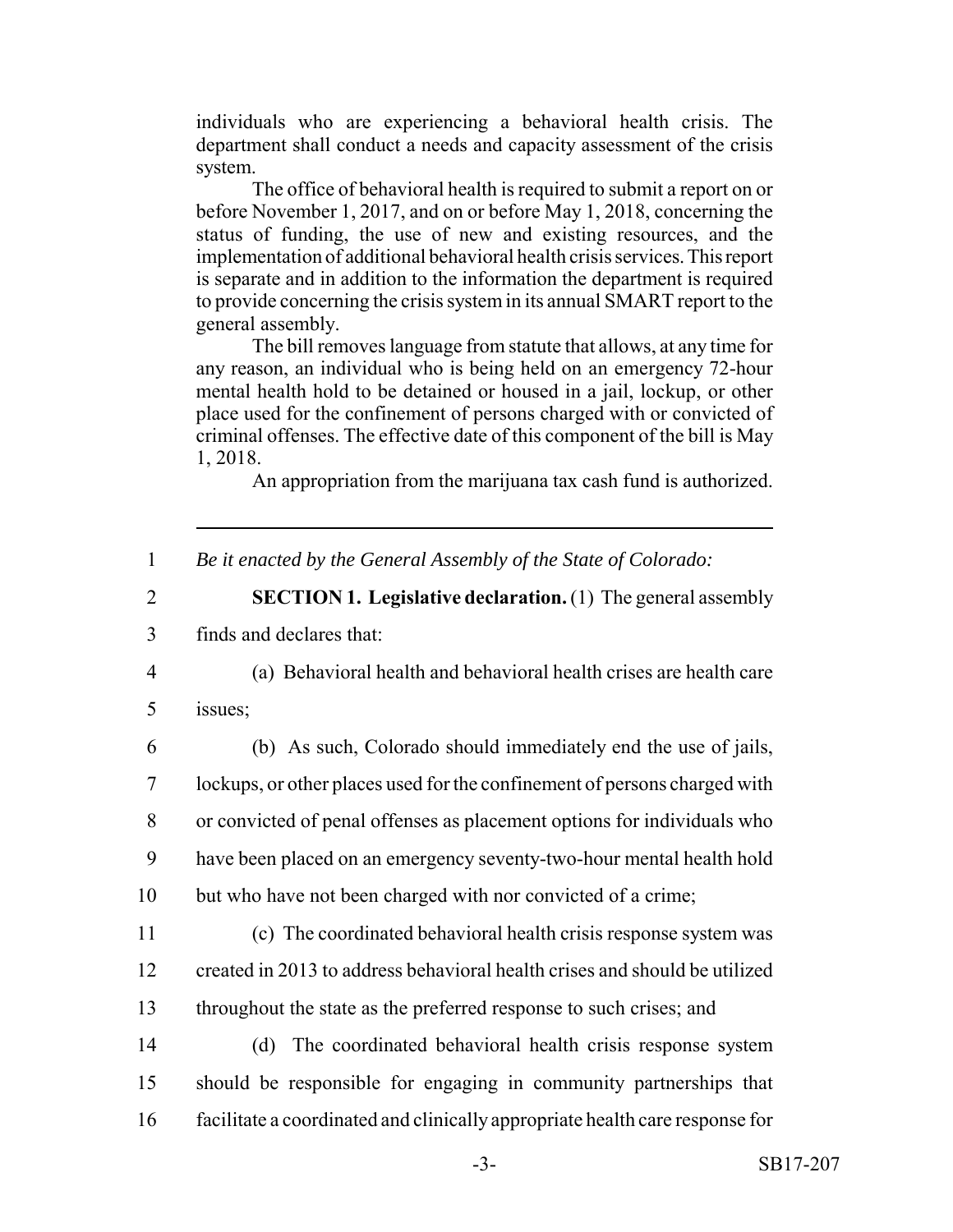individuals who are experiencing a behavioral health crisis. The department shall conduct a needs and capacity assessment of the crisis system.

The office of behavioral health is required to submit a report on or before November 1, 2017, and on or before May 1, 2018, concerning the status of funding, the use of new and existing resources, and the implementation of additional behavioral health crisis services. This report is separate and in addition to the information the department is required to provide concerning the crisis system in its annual SMART report to the general assembly.

The bill removes language from statute that allows, at any time for any reason, an individual who is being held on an emergency 72-hour mental health hold to be detained or housed in a jail, lockup, or other place used for the confinement of persons charged with or convicted of criminal offenses. The effective date of this component of the bill is May 1, 2018.

An appropriation from the marijuana tax cash fund is authorized.

---

1 *Be it enacted by the General Assembly of the State of Colorado:*

2 **SECTION 1. Legislative declaration.** (1) The general assembly
3 finds and declares that:

4 (a) Behavioral health and behavioral health crises are health care
5 issues;

6 (b) As such, Colorado should immediately end the use of jails,
7 lockups, or other places used for the confinement of persons charged with
8 or convicted of penal offenses as placement options for individuals who
9 have been placed on an emergency seventy-two-hour mental health hold
10 but who have not been charged with nor convicted of a crime;

11 (c) The coordinated behavioral health crisis response system was
12 created in 2013 to address behavioral health crises and should be utilized
13 throughout the state as the preferred response to such crises; and

14 (d) The coordinated behavioral health crisis response system
15 should be responsible for engaging in community partnerships that
16 facilitate a coordinated and clinically appropriate health care response for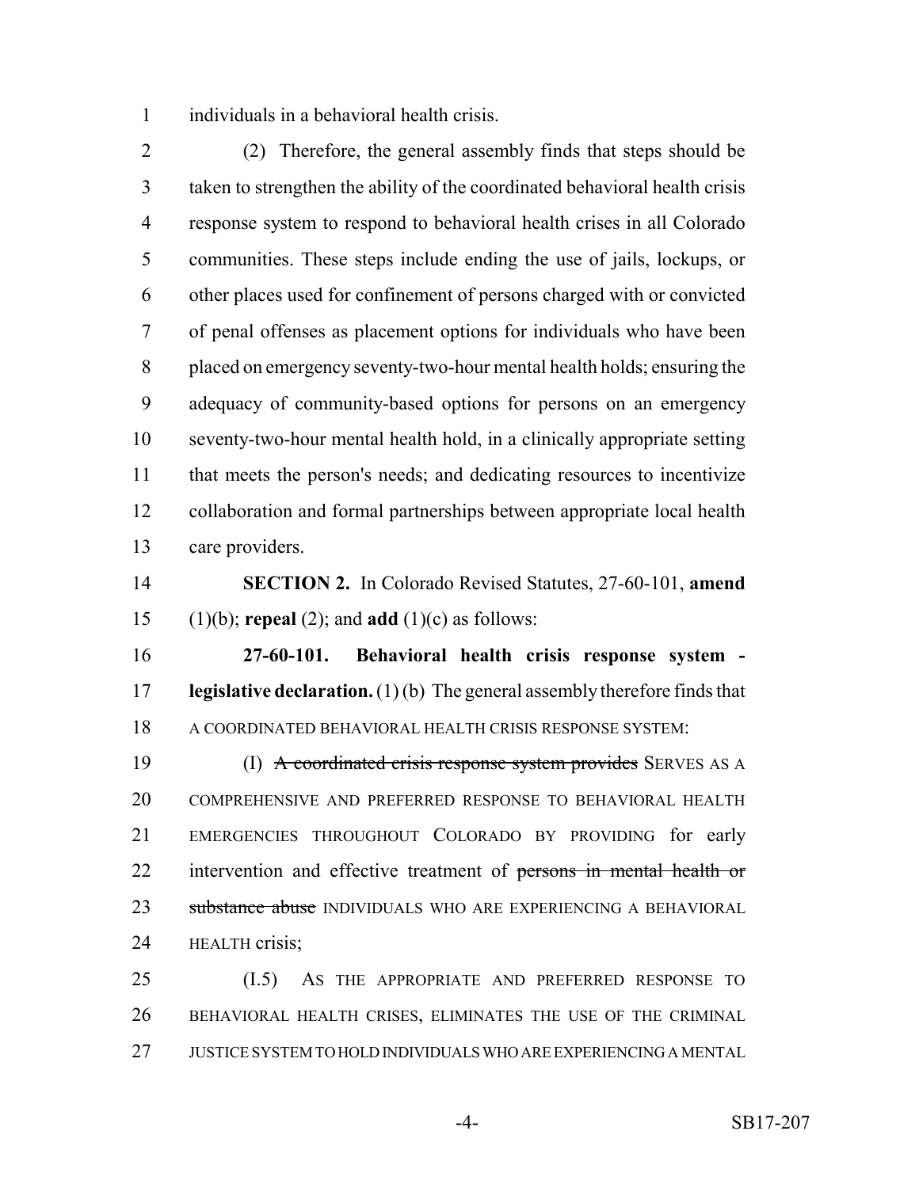individuals in a behavioral health crisis.

(2) Therefore, the general assembly finds that steps should be taken to strengthen the ability of the coordinated behavioral health crisis response system to respond to behavioral health crises in all Colorado communities. These steps include ending the use of jails, lockups, or other places used for confinement of persons charged with or convicted of penal offenses as placement options for individuals who have been placed on emergency seventy-two-hour mental health holds; ensuring the adequacy of community-based options for persons on an emergency seventy-two-hour mental health hold, in a clinically appropriate setting that meets the person's needs; and dedicating resources to incentivize collaboration and formal partnerships between appropriate local health care providers.

**SECTION 2.** In Colorado Revised Statutes, 27-60-101, **amend** (1)(b); **repeal** (2); and **add** (1)(c) as follows:

**27-60-101. Behavioral health crisis response system - legislative declaration.** (1) (b) The general assembly therefore finds that A COORDINATED BEHAVIORAL HEALTH CRISIS RESPONSE SYSTEM:

(I) ~~A coordinated crisis response system provides~~ SERVES AS A COMPREHENSIVE AND PREFERRED RESPONSE TO BEHAVIORAL HEALTH EMERGENCIES THROUGHOUT COLORADO BY PROVIDING for early intervention and effective treatment of ~~persons in mental health or substance abuse~~ INDIVIDUALS WHO ARE EXPERIENCING A BEHAVIORAL HEALTH crisis;

(I.5) AS THE APPROPRIATE AND PREFERRED RESPONSE TO BEHAVIORAL HEALTH CRISES, ELIMINATES THE USE OF THE CRIMINAL JUSTICE SYSTEM TO HOLD INDIVIDUALS WHO ARE EXPERIENCING A MENTAL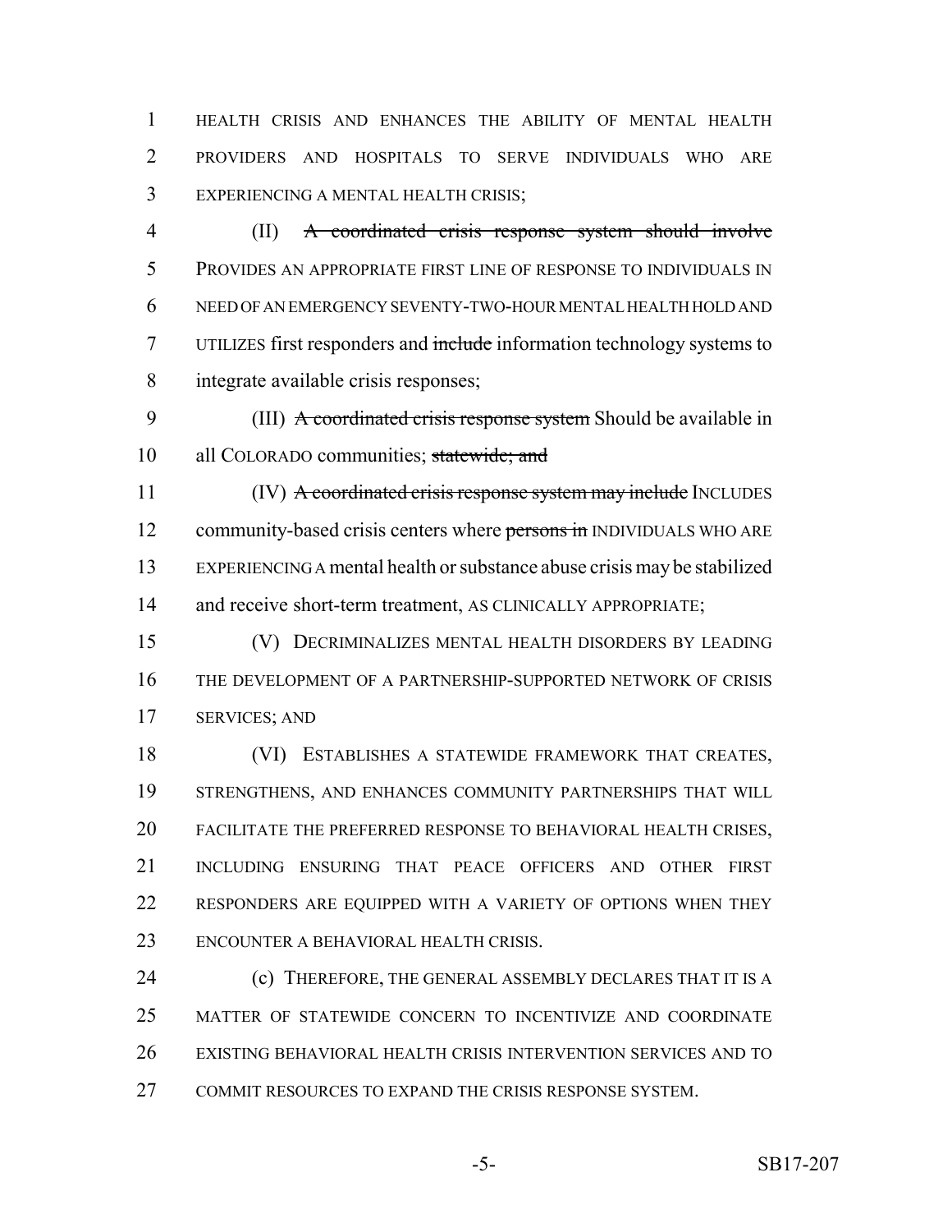HEALTH CRISIS AND ENHANCES THE ABILITY OF MENTAL HEALTH PROVIDERS AND HOSPITALS TO SERVE INDIVIDUALS WHO ARE EXPERIENCING A MENTAL HEALTH CRISIS;

(II) ~~A coordinated crisis response system should involve~~ PROVIDES AN APPROPRIATE FIRST LINE OF RESPONSE TO INDIVIDUALS IN NEED OF AN EMERGENCY SEVENTY-TWO-HOUR MENTAL HEALTH HOLD AND UTILIZES first responders and ~~include~~ information technology systems to integrate available crisis responses;

(III) ~~A coordinated crisis response system~~ Should be available in all COLORADO communities; ~~statewide; and~~

(IV) ~~A coordinated crisis response system may include~~ INCLUDES community-based crisis centers where ~~persons in~~ INDIVIDUALS WHO ARE EXPERIENCING A mental health or substance abuse crisis may be stabilized and receive short-term treatment, AS CLINICALLY APPROPRIATE;

(V) DECRIMINALIZES MENTAL HEALTH DISORDERS BY LEADING THE DEVELOPMENT OF A PARTNERSHIP-SUPPORTED NETWORK OF CRISIS SERVICES; AND

(VI) ESTABLISHES A STATEWIDE FRAMEWORK THAT CREATES, STRENGTHENS, AND ENHANCES COMMUNITY PARTNERSHIPS THAT WILL FACILITATE THE PREFERRED RESPONSE TO BEHAVIORAL HEALTH CRISES, INCLUDING ENSURING THAT PEACE OFFICERS AND OTHER FIRST RESPONDERS ARE EQUIPPED WITH A VARIETY OF OPTIONS WHEN THEY ENCOUNTER A BEHAVIORAL HEALTH CRISIS.

(c) THEREFORE, THE GENERAL ASSEMBLY DECLARES THAT IT IS A MATTER OF STATEWIDE CONCERN TO INCENTIVIZE AND COORDINATE EXISTING BEHAVIORAL HEALTH CRISIS INTERVENTION SERVICES AND TO COMMIT RESOURCES TO EXPAND THE CRISIS RESPONSE SYSTEM.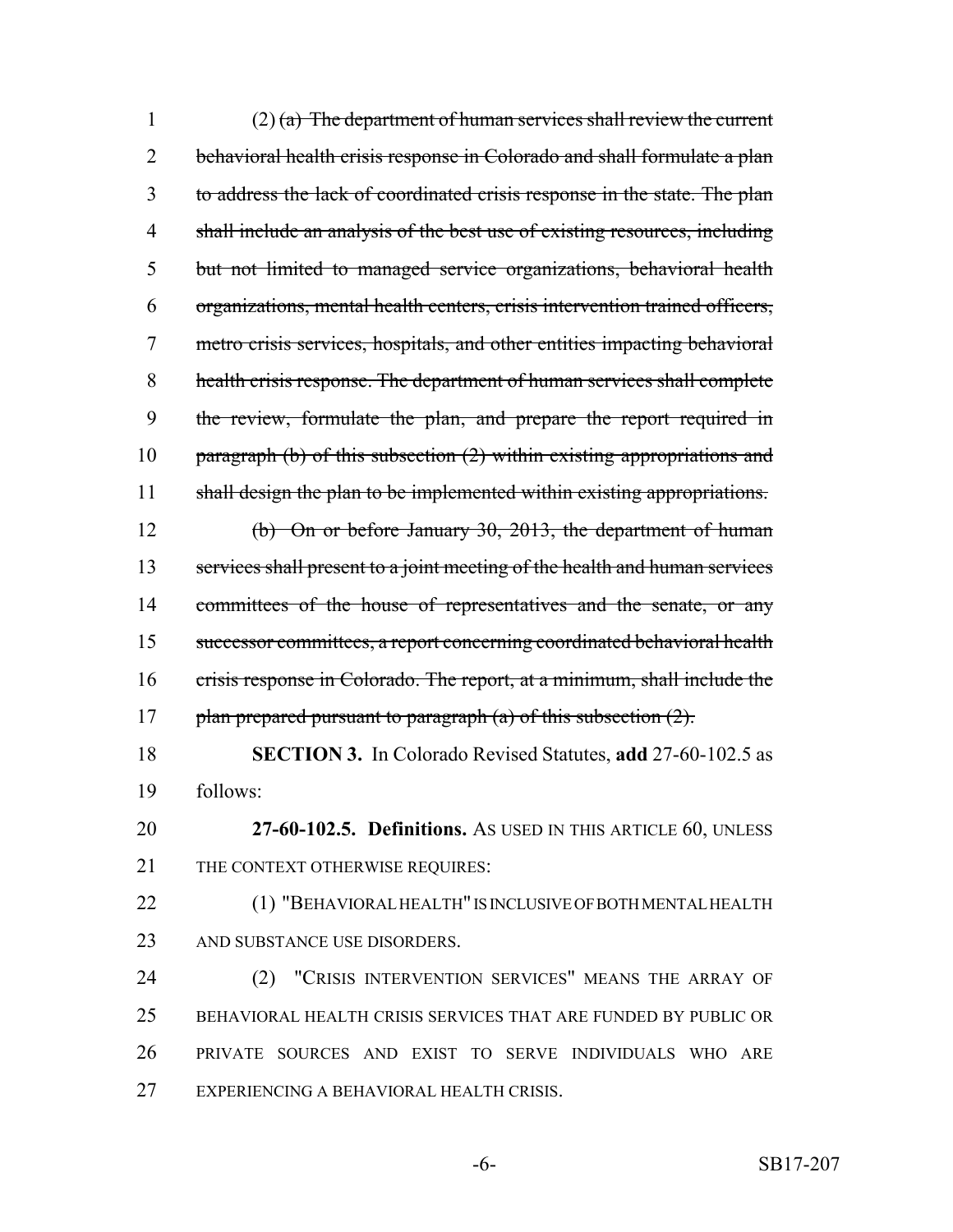(2) ~~(a) The department of human services shall review the current behavioral health crisis response in Colorado and shall formulate a plan to address the lack of coordinated crisis response in the state. The plan shall include an analysis of the best use of existing resources, including but not limited to managed service organizations, behavioral health organizations, mental health centers, crisis intervention trained officers, metro crisis services, hospitals, and other entities impacting behavioral health crisis response. The department of human services shall complete the review, formulate the plan, and prepare the report required in paragraph (b) of this subsection (2) within existing appropriations and shall design the plan to be implemented within existing appropriations.~~

~~(b) On or before January 30, 2013, the department of human services shall present to a joint meeting of the health and human services committees of the house of representatives and the senate, or any successor committees, a report concerning coordinated behavioral health crisis response in Colorado. The report, at a minimum, shall include the plan prepared pursuant to paragraph (a) of this subsection (2).~~

**SECTION 3.** In Colorado Revised Statutes, **add** 27-60-102.5 as follows:

**27-60-102.5. Definitions.** AS USED IN THIS ARTICLE 60, UNLESS THE CONTEXT OTHERWISE REQUIRES:

(1) "BEHAVIORAL HEALTH" IS INCLUSIVE OF BOTH MENTAL HEALTH AND SUBSTANCE USE DISORDERS.

(2) "CRISIS INTERVENTION SERVICES" MEANS THE ARRAY OF BEHAVIORAL HEALTH CRISIS SERVICES THAT ARE FUNDED BY PUBLIC OR PRIVATE SOURCES AND EXIST TO SERVE INDIVIDUALS WHO ARE EXPERIENCING A BEHAVIORAL HEALTH CRISIS.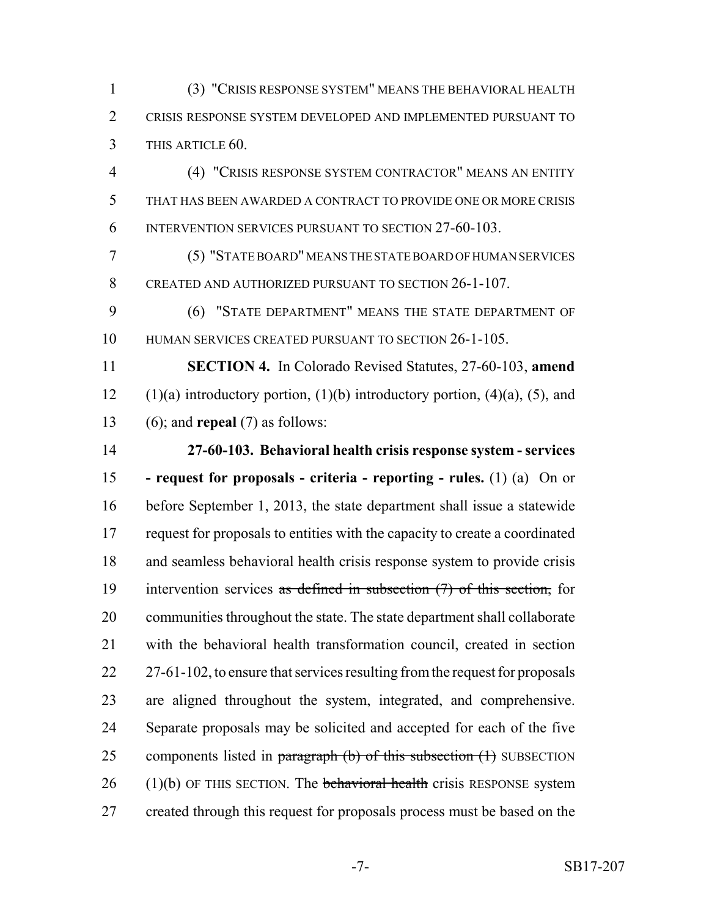(3) "CRISIS RESPONSE SYSTEM" MEANS THE BEHAVIORAL HEALTH CRISIS RESPONSE SYSTEM DEVELOPED AND IMPLEMENTED PURSUANT TO THIS ARTICLE 60.

(4) "CRISIS RESPONSE SYSTEM CONTRACTOR" MEANS AN ENTITY THAT HAS BEEN AWARDED A CONTRACT TO PROVIDE ONE OR MORE CRISIS INTERVENTION SERVICES PURSUANT TO SECTION 27-60-103.

(5) "STATE BOARD" MEANS THE STATE BOARD OF HUMAN SERVICES CREATED AND AUTHORIZED PURSUANT TO SECTION 26-1-107.

(6) "STATE DEPARTMENT" MEANS THE STATE DEPARTMENT OF HUMAN SERVICES CREATED PURSUANT TO SECTION 26-1-105.

**SECTION 4.** In Colorado Revised Statutes, 27-60-103, **amend** (1)(a) introductory portion, (1)(b) introductory portion, (4)(a), (5), and (6); and **repeal** (7) as follows:

**27-60-103. Behavioral health crisis response system - services - request for proposals - criteria - reporting - rules.** (1) (a) On or before September 1, 2013, the state department shall issue a statewide request for proposals to entities with the capacity to create a coordinated and seamless behavioral health crisis response system to provide crisis intervention services ~~as defined in subsection (7) of this section,~~ for communities throughout the state. The state department shall collaborate with the behavioral health transformation council, created in section 27-61-102, to ensure that services resulting from the request for proposals are aligned throughout the system, integrated, and comprehensive. Separate proposals may be solicited and accepted for each of the five components listed in ~~paragraph (b) of this subsection (1)~~ SUBSECTION (1)(b) OF THIS SECTION. The ~~behavioral health~~ crisis RESPONSE system created through this request for proposals process must be based on the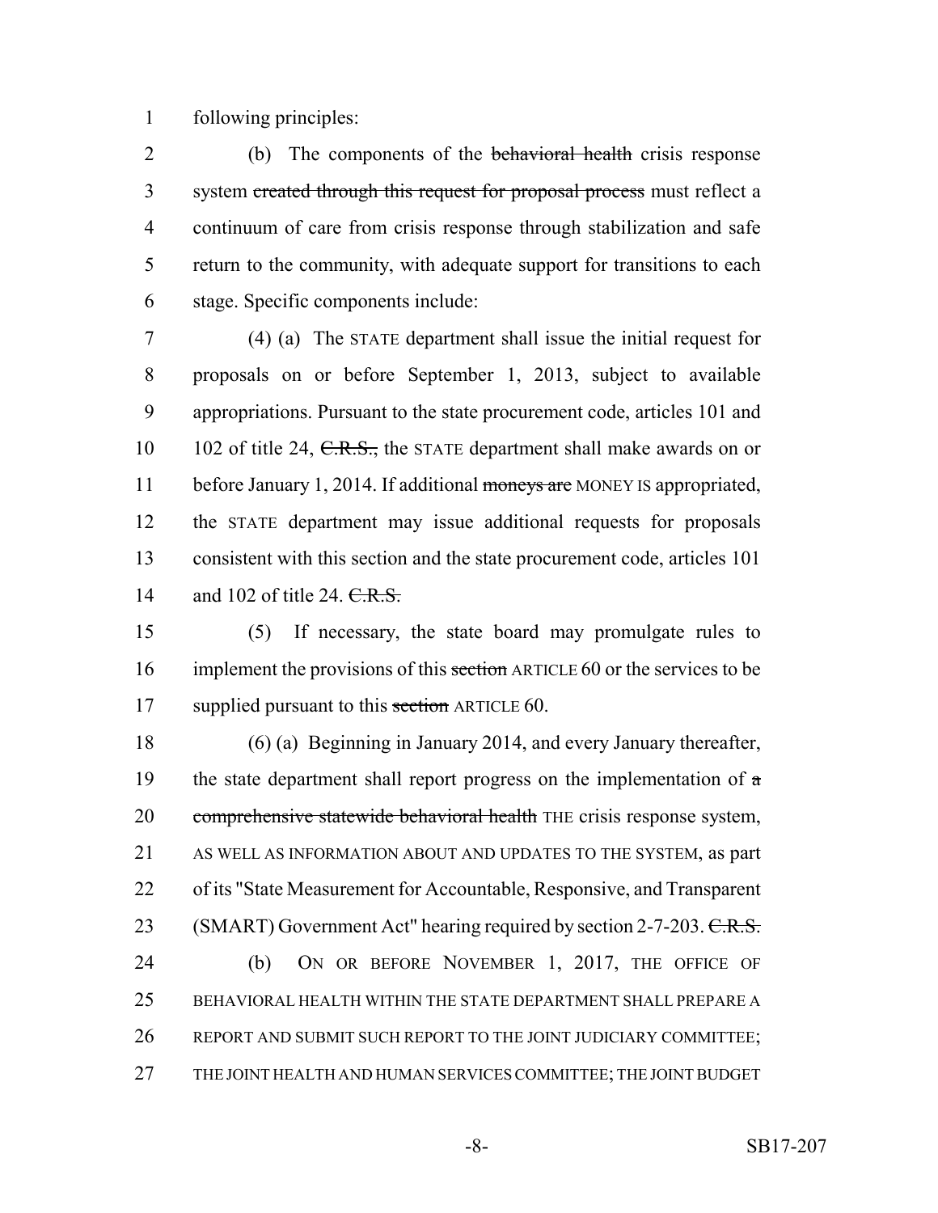following principles:

(b) The components of the ~~behavioral health~~ crisis response system ~~created through this request for proposal process~~ must reflect a continuum of care from crisis response through stabilization and safe return to the community, with adequate support for transitions to each stage. Specific components include:

(4) (a) The STATE department shall issue the initial request for proposals on or before September 1, 2013, subject to available appropriations. Pursuant to the state procurement code, articles 101 and 102 of title 24, ~~C.R.S.,~~ the STATE department shall make awards on or before January 1, 2014. If additional ~~moneys are~~ MONEY IS appropriated, the STATE department may issue additional requests for proposals consistent with this section and the state procurement code, articles 101 and 102 of title 24. ~~C.R.S.~~

(5) If necessary, the state board may promulgate rules to implement the provisions of this ~~section~~ ARTICLE 60 or the services to be supplied pursuant to this ~~section~~ ARTICLE 60.

(6) (a) Beginning in January 2014, and every January thereafter, the state department shall report progress on the implementation of ~~a comprehensive statewide behavioral health~~ THE crisis response system, AS WELL AS INFORMATION ABOUT AND UPDATES TO THE SYSTEM, as part of its "State Measurement for Accountable, Responsive, and Transparent (SMART) Government Act" hearing required by section 2-7-203. ~~C.R.S.~~

(b) ON OR BEFORE NOVEMBER 1, 2017, THE OFFICE OF BEHAVIORAL HEALTH WITHIN THE STATE DEPARTMENT SHALL PREPARE A REPORT AND SUBMIT SUCH REPORT TO THE JOINT JUDICIARY COMMITTEE; THE JOINT HEALTH AND HUMAN SERVICES COMMITTEE; THE JOINT BUDGET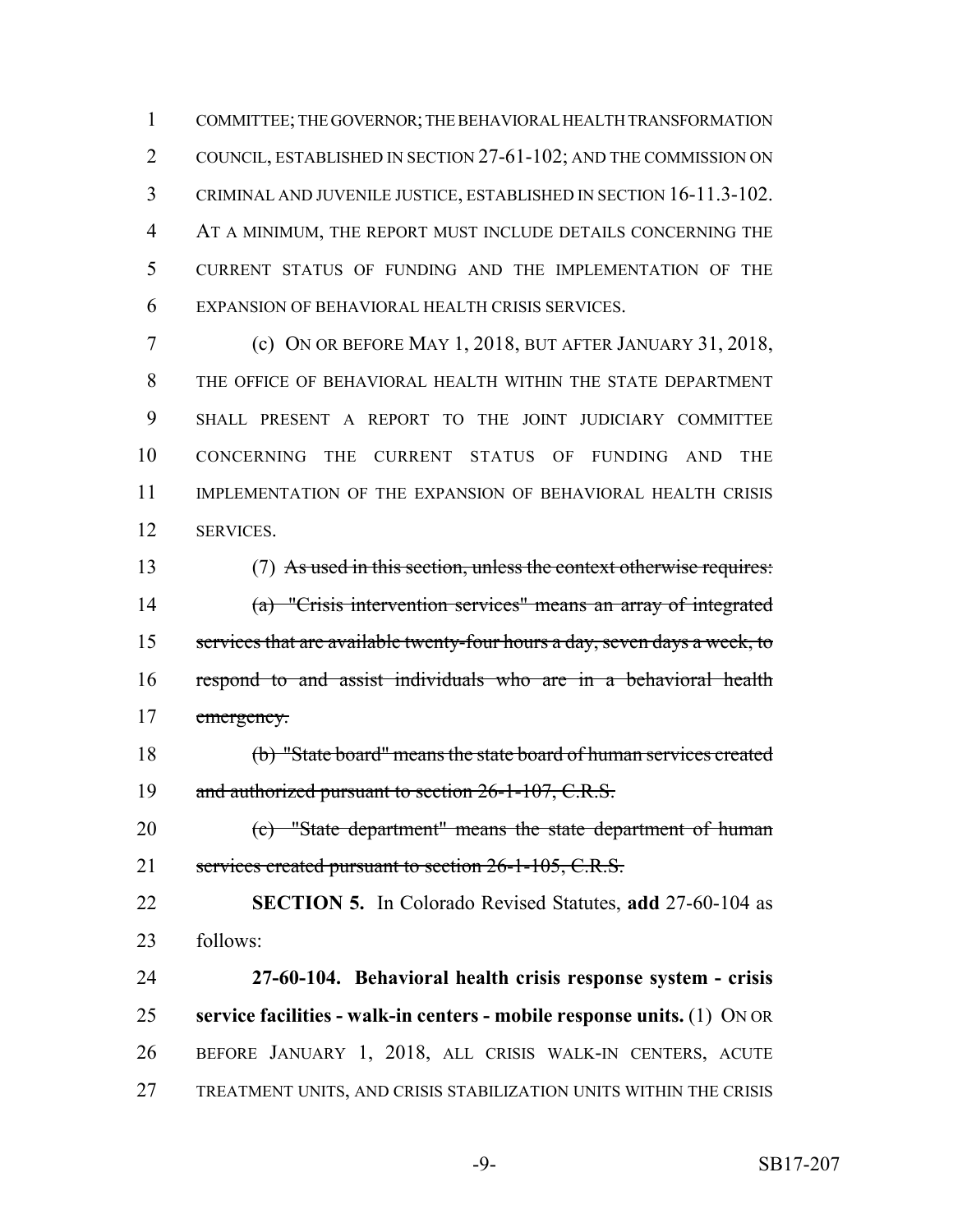COMMITTEE; THE GOVERNOR; THE BEHAVIORAL HEALTH TRANSFORMATION COUNCIL, ESTABLISHED IN SECTION 27-61-102; AND THE COMMISSION ON CRIMINAL AND JUVENILE JUSTICE, ESTABLISHED IN SECTION 16-11.3-102. AT A MINIMUM, THE REPORT MUST INCLUDE DETAILS CONCERNING THE CURRENT STATUS OF FUNDING AND THE IMPLEMENTATION OF THE EXPANSION OF BEHAVIORAL HEALTH CRISIS SERVICES.

(c) ON OR BEFORE MAY 1, 2018, BUT AFTER JANUARY 31, 2018, THE OFFICE OF BEHAVIORAL HEALTH WITHIN THE STATE DEPARTMENT SHALL PRESENT A REPORT TO THE JOINT JUDICIARY COMMITTEE CONCERNING THE CURRENT STATUS OF FUNDING AND THE IMPLEMENTATION OF THE EXPANSION OF BEHAVIORAL HEALTH CRISIS SERVICES.

(7) ~~As used in this section, unless the context otherwise requires:~~

~~(a) "Crisis intervention services" means an array of integrated services that are available twenty-four hours a day, seven days a week, to respond to and assist individuals who are in a behavioral health emergency.~~

~~(b) "State board" means the state board of human services created and authorized pursuant to section 26-1-107, C.R.S.~~

~~(c) "State department" means the state department of human services created pursuant to section 26-1-105, C.R.S.~~

**SECTION 5.** In Colorado Revised Statutes, **add** 27-60-104 as follows:

**27-60-104. Behavioral health crisis response system - crisis service facilities - walk-in centers - mobile response units.** (1) ON OR BEFORE JANUARY 1, 2018, ALL CRISIS WALK-IN CENTERS, ACUTE TREATMENT UNITS, AND CRISIS STABILIZATION UNITS WITHIN THE CRISIS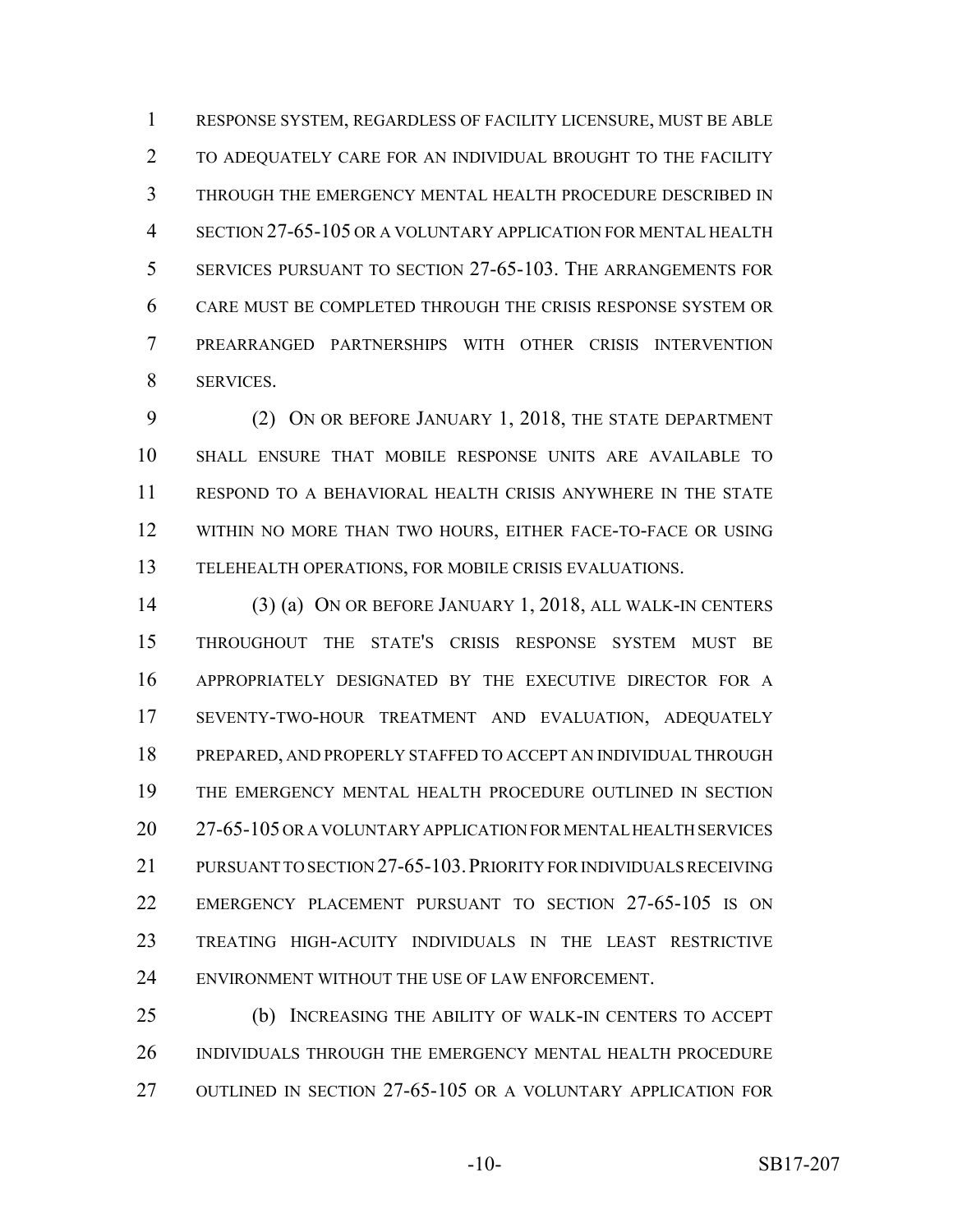RESPONSE SYSTEM, REGARDLESS OF FACILITY LICENSURE, MUST BE ABLE TO ADEQUATELY CARE FOR AN INDIVIDUAL BROUGHT TO THE FACILITY THROUGH THE EMERGENCY MENTAL HEALTH PROCEDURE DESCRIBED IN SECTION 27-65-105 OR A VOLUNTARY APPLICATION FOR MENTAL HEALTH SERVICES PURSUANT TO SECTION 27-65-103. THE ARRANGEMENTS FOR CARE MUST BE COMPLETED THROUGH THE CRISIS RESPONSE SYSTEM OR PREARRANGED PARTNERSHIPS WITH OTHER CRISIS INTERVENTION SERVICES.

(2) ON OR BEFORE JANUARY 1, 2018, THE STATE DEPARTMENT SHALL ENSURE THAT MOBILE RESPONSE UNITS ARE AVAILABLE TO RESPOND TO A BEHAVIORAL HEALTH CRISIS ANYWHERE IN THE STATE WITHIN NO MORE THAN TWO HOURS, EITHER FACE-TO-FACE OR USING TELEHEALTH OPERATIONS, FOR MOBILE CRISIS EVALUATIONS.

(3) (a) ON OR BEFORE JANUARY 1, 2018, ALL WALK-IN CENTERS THROUGHOUT THE STATE'S CRISIS RESPONSE SYSTEM MUST BE APPROPRIATELY DESIGNATED BY THE EXECUTIVE DIRECTOR FOR A SEVENTY-TWO-HOUR TREATMENT AND EVALUATION, ADEQUATELY PREPARED, AND PROPERLY STAFFED TO ACCEPT AN INDIVIDUAL THROUGH THE EMERGENCY MENTAL HEALTH PROCEDURE OUTLINED IN SECTION 27-65-105 OR A VOLUNTARY APPLICATION FOR MENTAL HEALTH SERVICES PURSUANT TO SECTION 27-65-103. PRIORITY FOR INDIVIDUALS RECEIVING EMERGENCY PLACEMENT PURSUANT TO SECTION 27-65-105 IS ON TREATING HIGH-ACUITY INDIVIDUALS IN THE LEAST RESTRICTIVE ENVIRONMENT WITHOUT THE USE OF LAW ENFORCEMENT.

(b) INCREASING THE ABILITY OF WALK-IN CENTERS TO ACCEPT INDIVIDUALS THROUGH THE EMERGENCY MENTAL HEALTH PROCEDURE OUTLINED IN SECTION 27-65-105 OR A VOLUNTARY APPLICATION FOR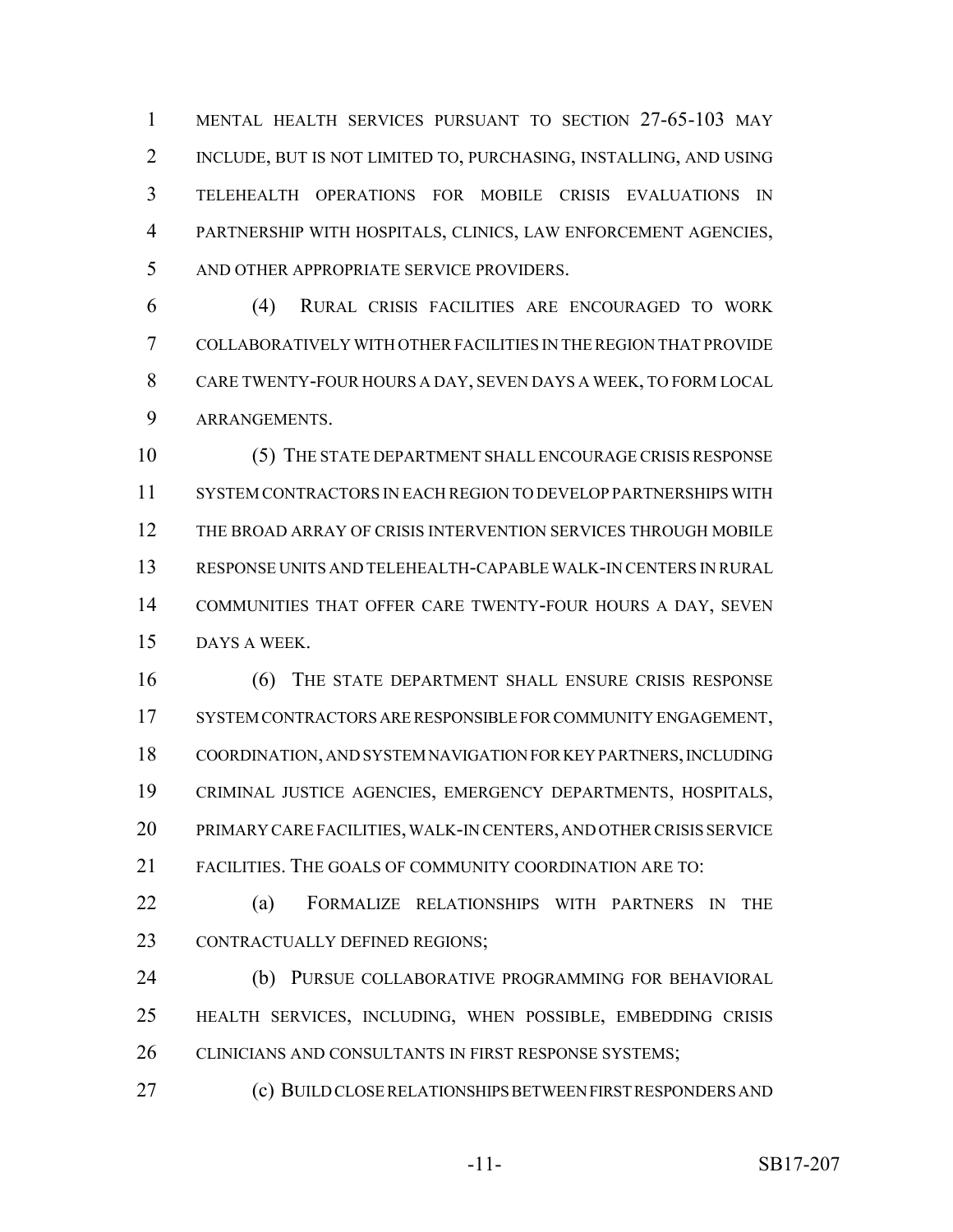MENTAL HEALTH SERVICES PURSUANT TO SECTION 27-65-103 MAY INCLUDE, BUT IS NOT LIMITED TO, PURCHASING, INSTALLING, AND USING TELEHEALTH OPERATIONS FOR MOBILE CRISIS EVALUATIONS IN PARTNERSHIP WITH HOSPITALS, CLINICS, LAW ENFORCEMENT AGENCIES, AND OTHER APPROPRIATE SERVICE PROVIDERS.

(4) RURAL CRISIS FACILITIES ARE ENCOURAGED TO WORK COLLABORATIVELY WITH OTHER FACILITIES IN THE REGION THAT PROVIDE CARE TWENTY-FOUR HOURS A DAY, SEVEN DAYS A WEEK, TO FORM LOCAL ARRANGEMENTS.

(5) THE STATE DEPARTMENT SHALL ENCOURAGE CRISIS RESPONSE SYSTEM CONTRACTORS IN EACH REGION TO DEVELOP PARTNERSHIPS WITH THE BROAD ARRAY OF CRISIS INTERVENTION SERVICES THROUGH MOBILE RESPONSE UNITS AND TELEHEALTH-CAPABLE WALK-IN CENTERS IN RURAL COMMUNITIES THAT OFFER CARE TWENTY-FOUR HOURS A DAY, SEVEN DAYS A WEEK.

(6) THE STATE DEPARTMENT SHALL ENSURE CRISIS RESPONSE SYSTEM CONTRACTORS ARE RESPONSIBLE FOR COMMUNITY ENGAGEMENT, COORDINATION, AND SYSTEM NAVIGATION FOR KEY PARTNERS, INCLUDING CRIMINAL JUSTICE AGENCIES, EMERGENCY DEPARTMENTS, HOSPITALS, PRIMARY CARE FACILITIES, WALK-IN CENTERS, AND OTHER CRISIS SERVICE FACILITIES. THE GOALS OF COMMUNITY COORDINATION ARE TO:

(a) FORMALIZE RELATIONSHIPS WITH PARTNERS IN THE CONTRACTUALLY DEFINED REGIONS;

(b) PURSUE COLLABORATIVE PROGRAMMING FOR BEHAVIORAL HEALTH SERVICES, INCLUDING, WHEN POSSIBLE, EMBEDDING CRISIS CLINICIANS AND CONSULTANTS IN FIRST RESPONSE SYSTEMS;

(c) BUILD CLOSE RELATIONSHIPS BETWEEN FIRST RESPONDERS AND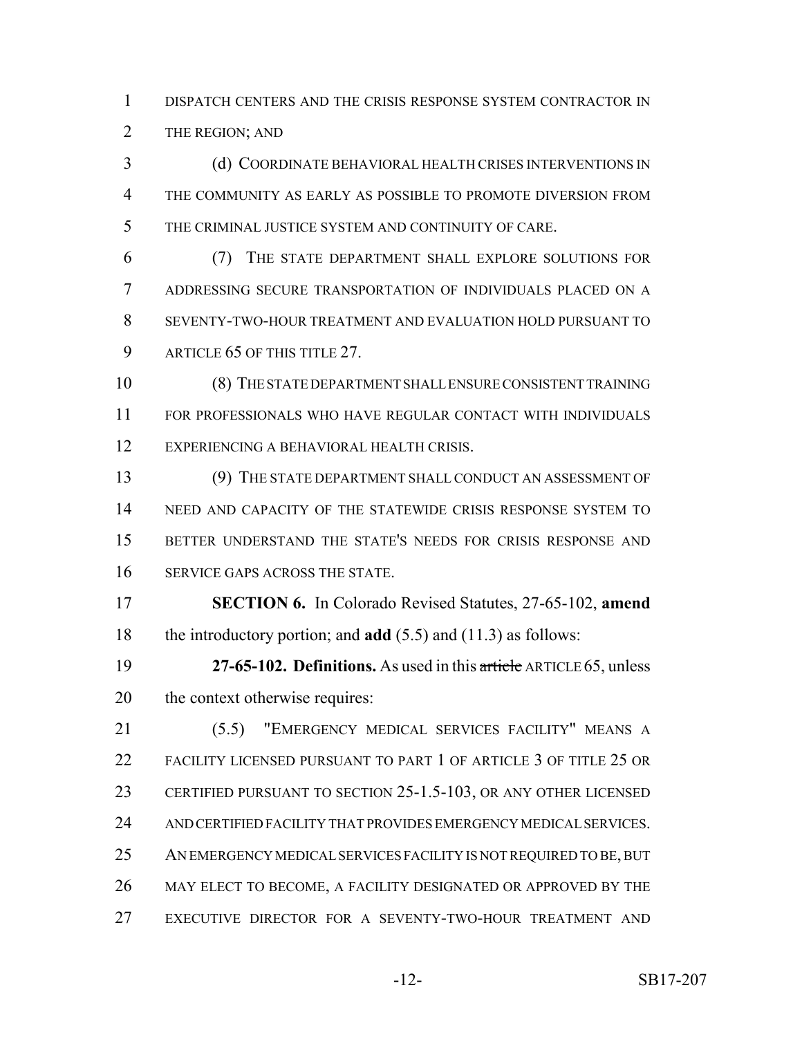DISPATCH CENTERS AND THE CRISIS RESPONSE SYSTEM CONTRACTOR IN THE REGION; AND

(d) COORDINATE BEHAVIORAL HEALTH CRISES INTERVENTIONS IN THE COMMUNITY AS EARLY AS POSSIBLE TO PROMOTE DIVERSION FROM THE CRIMINAL JUSTICE SYSTEM AND CONTINUITY OF CARE.

(7) THE STATE DEPARTMENT SHALL EXPLORE SOLUTIONS FOR ADDRESSING SECURE TRANSPORTATION OF INDIVIDUALS PLACED ON A SEVENTY-TWO-HOUR TREATMENT AND EVALUATION HOLD PURSUANT TO ARTICLE 65 OF THIS TITLE 27.

(8) THE STATE DEPARTMENT SHALL ENSURE CONSISTENT TRAINING FOR PROFESSIONALS WHO HAVE REGULAR CONTACT WITH INDIVIDUALS EXPERIENCING A BEHAVIORAL HEALTH CRISIS.

(9) THE STATE DEPARTMENT SHALL CONDUCT AN ASSESSMENT OF NEED AND CAPACITY OF THE STATEWIDE CRISIS RESPONSE SYSTEM TO BETTER UNDERSTAND THE STATE'S NEEDS FOR CRISIS RESPONSE AND SERVICE GAPS ACROSS THE STATE.

**SECTION 6.** In Colorado Revised Statutes, 27-65-102, **amend** the introductory portion; and **add** (5.5) and (11.3) as follows:

**27-65-102. Definitions.** As used in this ~~article~~ ARTICLE 65, unless the context otherwise requires:

(5.5) "EMERGENCY MEDICAL SERVICES FACILITY" MEANS A FACILITY LICENSED PURSUANT TO PART 1 OF ARTICLE 3 OF TITLE 25 OR CERTIFIED PURSUANT TO SECTION 25-1.5-103, OR ANY OTHER LICENSED AND CERTIFIED FACILITY THAT PROVIDES EMERGENCY MEDICAL SERVICES. AN EMERGENCY MEDICAL SERVICES FACILITY IS NOT REQUIRED TO BE, BUT MAY ELECT TO BECOME, A FACILITY DESIGNATED OR APPROVED BY THE EXECUTIVE DIRECTOR FOR A SEVENTY-TWO-HOUR TREATMENT AND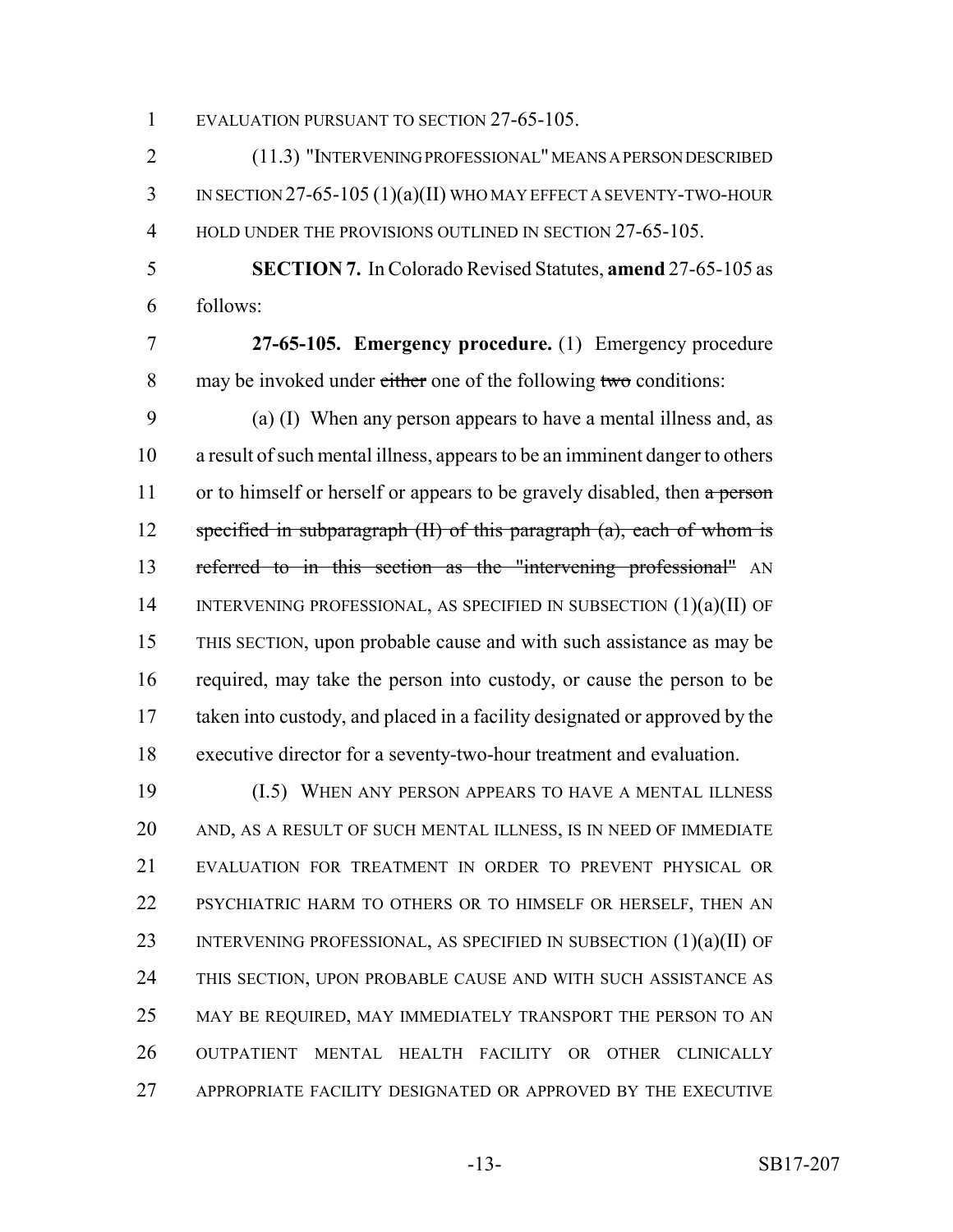EVALUATION PURSUANT TO SECTION 27-65-105.

(11.3) "INTERVENING PROFESSIONAL" MEANS A PERSON DESCRIBED IN SECTION 27-65-105 (1)(a)(II) WHO MAY EFFECT A SEVENTY-TWO-HOUR HOLD UNDER THE PROVISIONS OUTLINED IN SECTION 27-65-105.

**SECTION 7.** In Colorado Revised Statutes, **amend** 27-65-105 as follows:

**27-65-105. Emergency procedure.** (1) Emergency procedure may be invoked under ~~either~~ one of the following ~~two~~ conditions:

(a) (I) When any person appears to have a mental illness and, as a result of such mental illness, appears to be an imminent danger to others or to himself or herself or appears to be gravely disabled, then ~~a person specified in subparagraph (II) of this paragraph (a), each of whom is referred to in this section as the "intervening professional"~~ AN INTERVENING PROFESSIONAL, AS SPECIFIED IN SUBSECTION (1)(a)(II) OF THIS SECTION, upon probable cause and with such assistance as may be required, may take the person into custody, or cause the person to be taken into custody, and placed in a facility designated or approved by the executive director for a seventy-two-hour treatment and evaluation.

(I.5) WHEN ANY PERSON APPEARS TO HAVE A MENTAL ILLNESS AND, AS A RESULT OF SUCH MENTAL ILLNESS, IS IN NEED OF IMMEDIATE EVALUATION FOR TREATMENT IN ORDER TO PREVENT PHYSICAL OR PSYCHIATRIC HARM TO OTHERS OR TO HIMSELF OR HERSELF, THEN AN INTERVENING PROFESSIONAL, AS SPECIFIED IN SUBSECTION (1)(a)(II) OF THIS SECTION, UPON PROBABLE CAUSE AND WITH SUCH ASSISTANCE AS MAY BE REQUIRED, MAY IMMEDIATELY TRANSPORT THE PERSON TO AN OUTPATIENT MENTAL HEALTH FACILITY OR OTHER CLINICALLY APPROPRIATE FACILITY DESIGNATED OR APPROVED BY THE EXECUTIVE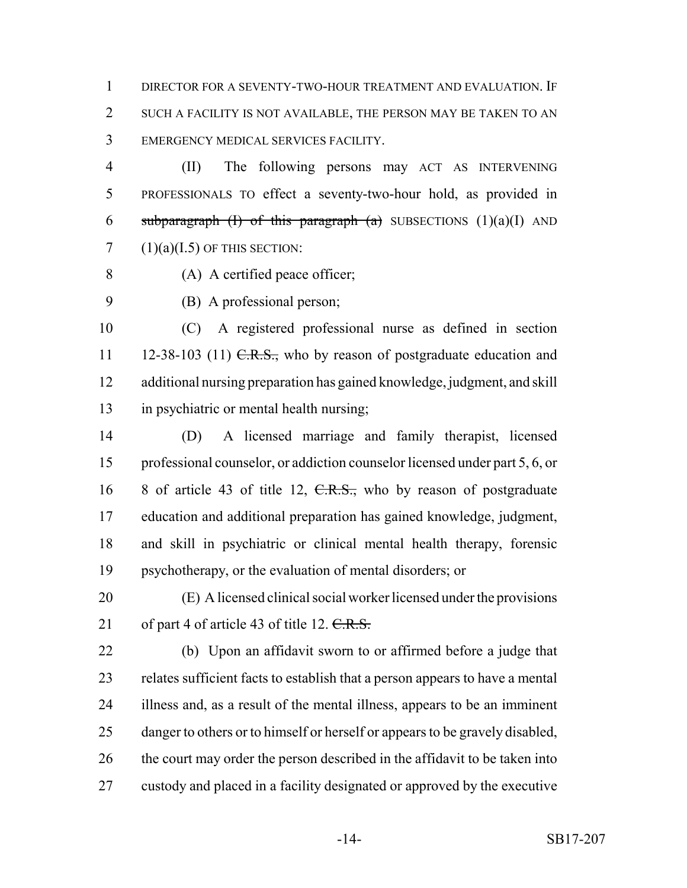DIRECTOR FOR A SEVENTY-TWO-HOUR TREATMENT AND EVALUATION. IF SUCH A FACILITY IS NOT AVAILABLE, THE PERSON MAY BE TAKEN TO AN EMERGENCY MEDICAL SERVICES FACILITY.

(II) The following persons may ACT AS INTERVENING PROFESSIONALS TO effect a seventy-two-hour hold, as provided in ~~subparagraph (I) of this paragraph (a)~~ SUBSECTIONS (1)(a)(I) AND (1)(a)(I.5) OF THIS SECTION:

(A) A certified peace officer;

(B) A professional person;

(C) A registered professional nurse as defined in section 12-38-103 (11) ~~C.R.S.,~~ who by reason of postgraduate education and additional nursing preparation has gained knowledge, judgment, and skill in psychiatric or mental health nursing;

(D) A licensed marriage and family therapist, licensed professional counselor, or addiction counselor licensed under part 5, 6, or 8 of article 43 of title 12, ~~C.R.S.,~~ who by reason of postgraduate education and additional preparation has gained knowledge, judgment, and skill in psychiatric or clinical mental health therapy, forensic psychotherapy, or the evaluation of mental disorders; or

(E) A licensed clinical social worker licensed under the provisions of part 4 of article 43 of title 12. ~~C.R.S.~~

(b) Upon an affidavit sworn to or affirmed before a judge that relates sufficient facts to establish that a person appears to have a mental illness and, as a result of the mental illness, appears to be an imminent danger to others or to himself or herself or appears to be gravely disabled, the court may order the person described in the affidavit to be taken into custody and placed in a facility designated or approved by the executive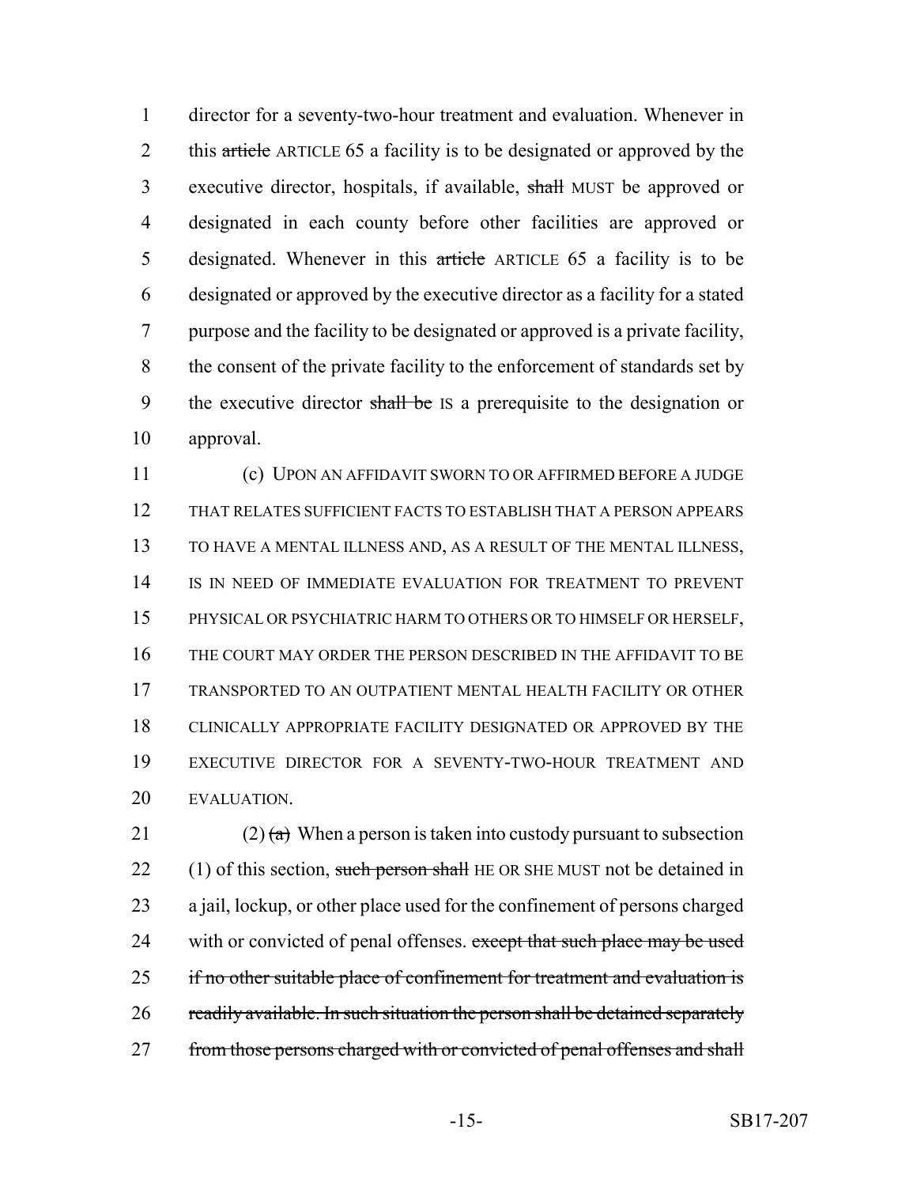director for a seventy-two-hour treatment and evaluation. Whenever in this ~~article~~ ARTICLE 65 a facility is to be designated or approved by the executive director, hospitals, if available, ~~shall~~ MUST be approved or designated in each county before other facilities are approved or designated. Whenever in this ~~article~~ ARTICLE 65 a facility is to be designated or approved by the executive director as a facility for a stated purpose and the facility to be designated or approved is a private facility, the consent of the private facility to the enforcement of standards set by the executive director ~~shall be~~ IS a prerequisite to the designation or approval.

(c) UPON AN AFFIDAVIT SWORN TO OR AFFIRMED BEFORE A JUDGE THAT RELATES SUFFICIENT FACTS TO ESTABLISH THAT A PERSON APPEARS TO HAVE A MENTAL ILLNESS AND, AS A RESULT OF THE MENTAL ILLNESS, IS IN NEED OF IMMEDIATE EVALUATION FOR TREATMENT TO PREVENT PHYSICAL OR PSYCHIATRIC HARM TO OTHERS OR TO HIMSELF OR HERSELF, THE COURT MAY ORDER THE PERSON DESCRIBED IN THE AFFIDAVIT TO BE TRANSPORTED TO AN OUTPATIENT MENTAL HEALTH FACILITY OR OTHER CLINICALLY APPROPRIATE FACILITY DESIGNATED OR APPROVED BY THE EXECUTIVE DIRECTOR FOR A SEVENTY-TWO-HOUR TREATMENT AND EVALUATION.

(2) ~~(a)~~ When a person is taken into custody pursuant to subsection (1) of this section, ~~such person shall~~ HE OR SHE MUST not be detained in a jail, lockup, or other place used for the confinement of persons charged with or convicted of penal offenses. ~~except that such place may be used if no other suitable place of confinement for treatment and evaluation is readily available. In such situation the person shall be detained separately from those persons charged with or convicted of penal offenses and shall~~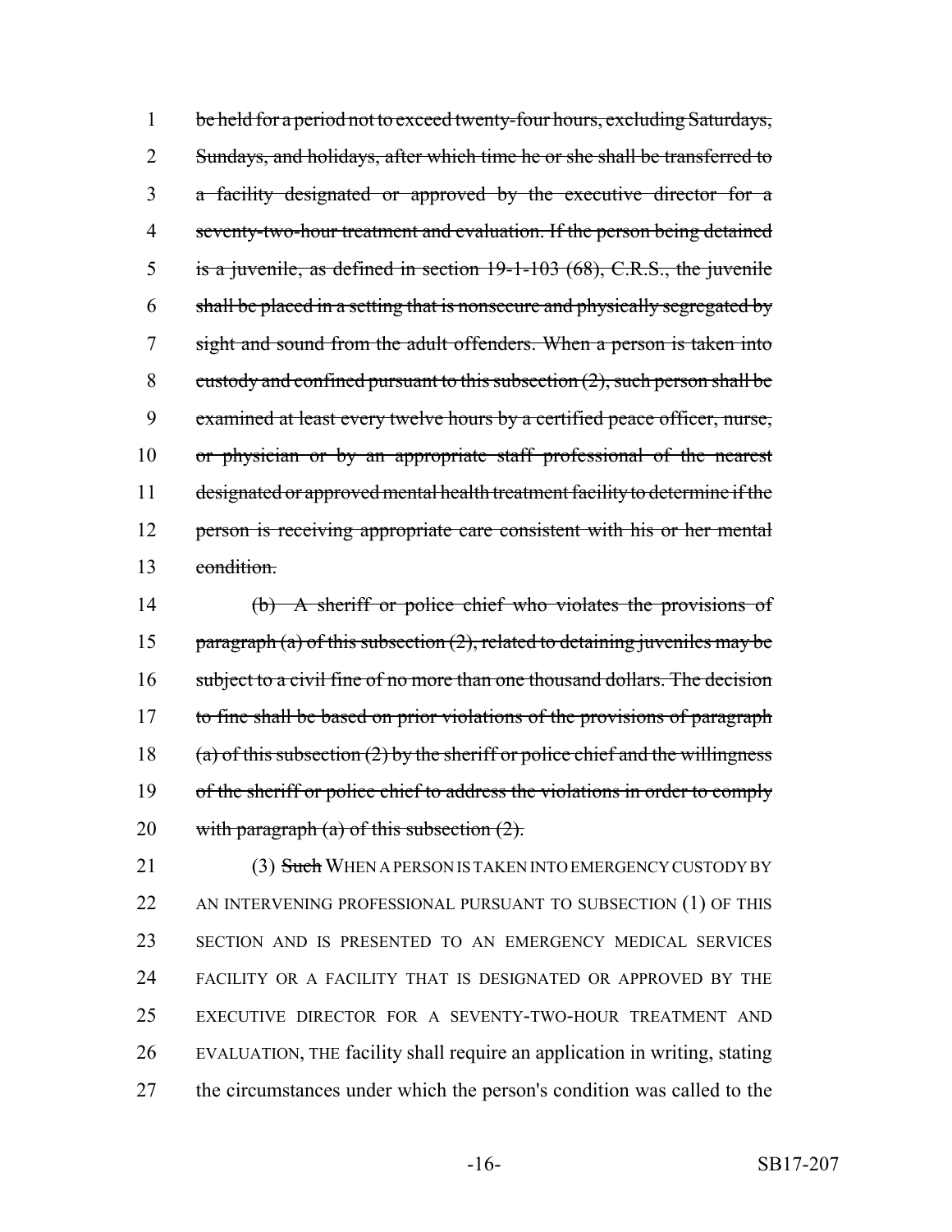be held for a period not to exceed twenty-four hours, excluding Saturdays, Sundays, and holidays, after which time he or she shall be transferred to a facility designated or approved by the executive director for a seventy-two-hour treatment and evaluation. If the person being detained is a juvenile, as defined in section 19-1-103 (68), C.R.S., the juvenile shall be placed in a setting that is nonsecure and physically segregated by sight and sound from the adult offenders. When a person is taken into custody and confined pursuant to this subsection (2), such person shall be examined at least every twelve hours by a certified peace officer, nurse, or physician or by an appropriate staff professional of the nearest designated or approved mental health treatment facility to determine if the person is receiving appropriate care consistent with his or her mental condition.

(b) A sheriff or police chief who violates the provisions of paragraph (a) of this subsection (2), related to detaining juveniles may be subject to a civil fine of no more than one thousand dollars. The decision to fine shall be based on prior violations of the provisions of paragraph (a) of this subsection (2) by the sheriff or police chief and the willingness of the sheriff or police chief to address the violations in order to comply with paragraph (a) of this subsection (2).

(3) Such WHEN A PERSON IS TAKEN INTO EMERGENCY CUSTODY BY AN INTERVENING PROFESSIONAL PURSUANT TO SUBSECTION (1) OF THIS SECTION AND IS PRESENTED TO AN EMERGENCY MEDICAL SERVICES FACILITY OR A FACILITY THAT IS DESIGNATED OR APPROVED BY THE EXECUTIVE DIRECTOR FOR A SEVENTY-TWO-HOUR TREATMENT AND EVALUATION, THE facility shall require an application in writing, stating the circumstances under which the person's condition was called to the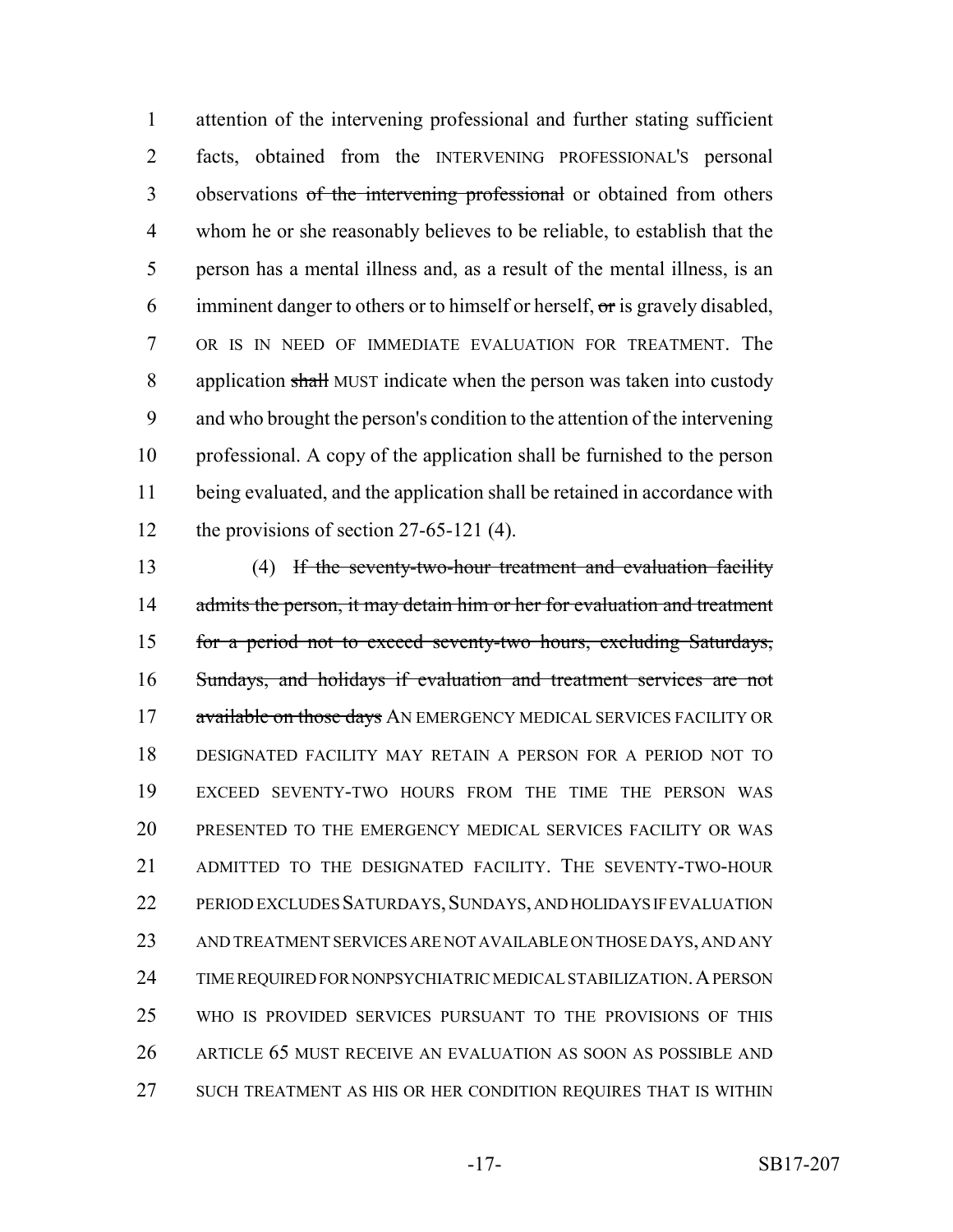attention of the intervening professional and further stating sufficient facts, obtained from the INTERVENING PROFESSIONAL'S personal observations ~~of the intervening professional~~ or obtained from others whom he or she reasonably believes to be reliable, to establish that the person has a mental illness and, as a result of the mental illness, is an imminent danger to others or to himself or herself, ~~or~~ is gravely disabled, OR IS IN NEED OF IMMEDIATE EVALUATION FOR TREATMENT. The application ~~shall~~ MUST indicate when the person was taken into custody and who brought the person's condition to the attention of the intervening professional. A copy of the application shall be furnished to the person being evaluated, and the application shall be retained in accordance with the provisions of section 27-65-121 (4).

(4) ~~If the seventy-two-hour treatment and evaluation facility admits the person, it may detain him or her for evaluation and treatment for a period not to exceed seventy-two hours, excluding Saturdays, Sundays, and holidays if evaluation and treatment services are not available on those days~~ AN EMERGENCY MEDICAL SERVICES FACILITY OR DESIGNATED FACILITY MAY RETAIN A PERSON FOR A PERIOD NOT TO EXCEED SEVENTY-TWO HOURS FROM THE TIME THE PERSON WAS PRESENTED TO THE EMERGENCY MEDICAL SERVICES FACILITY OR WAS ADMITTED TO THE DESIGNATED FACILITY. THE SEVENTY-TWO-HOUR PERIOD EXCLUDES SATURDAYS, SUNDAYS, AND HOLIDAYS IF EVALUATION AND TREATMENT SERVICES ARE NOT AVAILABLE ON THOSE DAYS, AND ANY TIME REQUIRED FOR NONPSYCHIATRIC MEDICAL STABILIZATION. A PERSON WHO IS PROVIDED SERVICES PURSUANT TO THE PROVISIONS OF THIS ARTICLE 65 MUST RECEIVE AN EVALUATION AS SOON AS POSSIBLE AND SUCH TREATMENT AS HIS OR HER CONDITION REQUIRES THAT IS WITHIN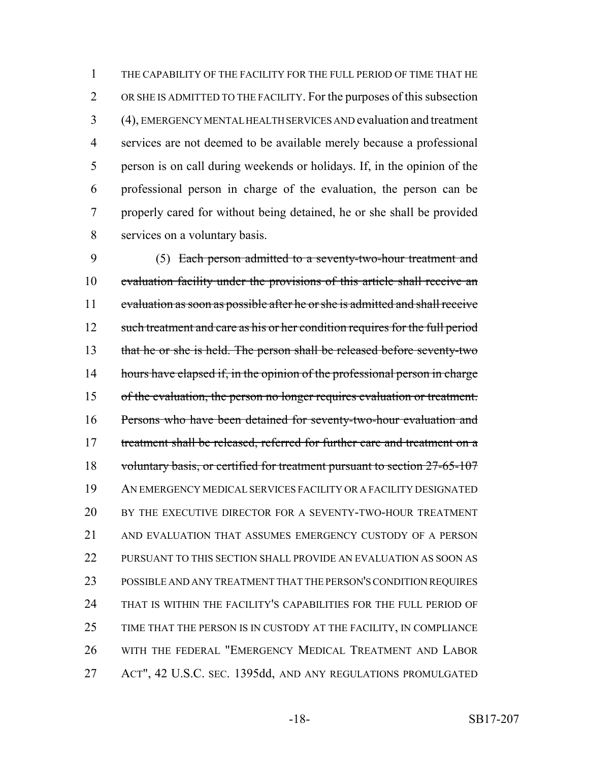THE CAPABILITY OF THE FACILITY FOR THE FULL PERIOD OF TIME THAT HE OR SHE IS ADMITTED TO THE FACILITY. For the purposes of this subsection (4), EMERGENCY MENTAL HEALTH SERVICES AND evaluation and treatment services are not deemed to be available merely because a professional person is on call during weekends or holidays. If, in the opinion of the professional person in charge of the evaluation, the person can be properly cared for without being detained, he or she shall be provided services on a voluntary basis.

(5) ~~Each person admitted to a seventy-two-hour treatment and evaluation facility under the provisions of this article shall receive an evaluation as soon as possible after he or she is admitted and shall receive such treatment and care as his or her condition requires for the full period that he or she is held. The person shall be released before seventy-two hours have elapsed if, in the opinion of the professional person in charge of the evaluation, the person no longer requires evaluation or treatment. Persons who have been detained for seventy-two-hour evaluation and treatment shall be released, referred for further care and treatment on a voluntary basis, or certified for treatment pursuant to section 27-65-107~~ AN EMERGENCY MEDICAL SERVICES FACILITY OR A FACILITY DESIGNATED BY THE EXECUTIVE DIRECTOR FOR A SEVENTY-TWO-HOUR TREATMENT AND EVALUATION THAT ASSUMES EMERGENCY CUSTODY OF A PERSON PURSUANT TO THIS SECTION SHALL PROVIDE AN EVALUATION AS SOON AS POSSIBLE AND ANY TREATMENT THAT THE PERSON'S CONDITION REQUIRES THAT IS WITHIN THE FACILITY'S CAPABILITIES FOR THE FULL PERIOD OF TIME THAT THE PERSON IS IN CUSTODY AT THE FACILITY, IN COMPLIANCE WITH THE FEDERAL "EMERGENCY MEDICAL TREATMENT AND LABOR ACT", 42 U.S.C. SEC. 1395dd, AND ANY REGULATIONS PROMULGATED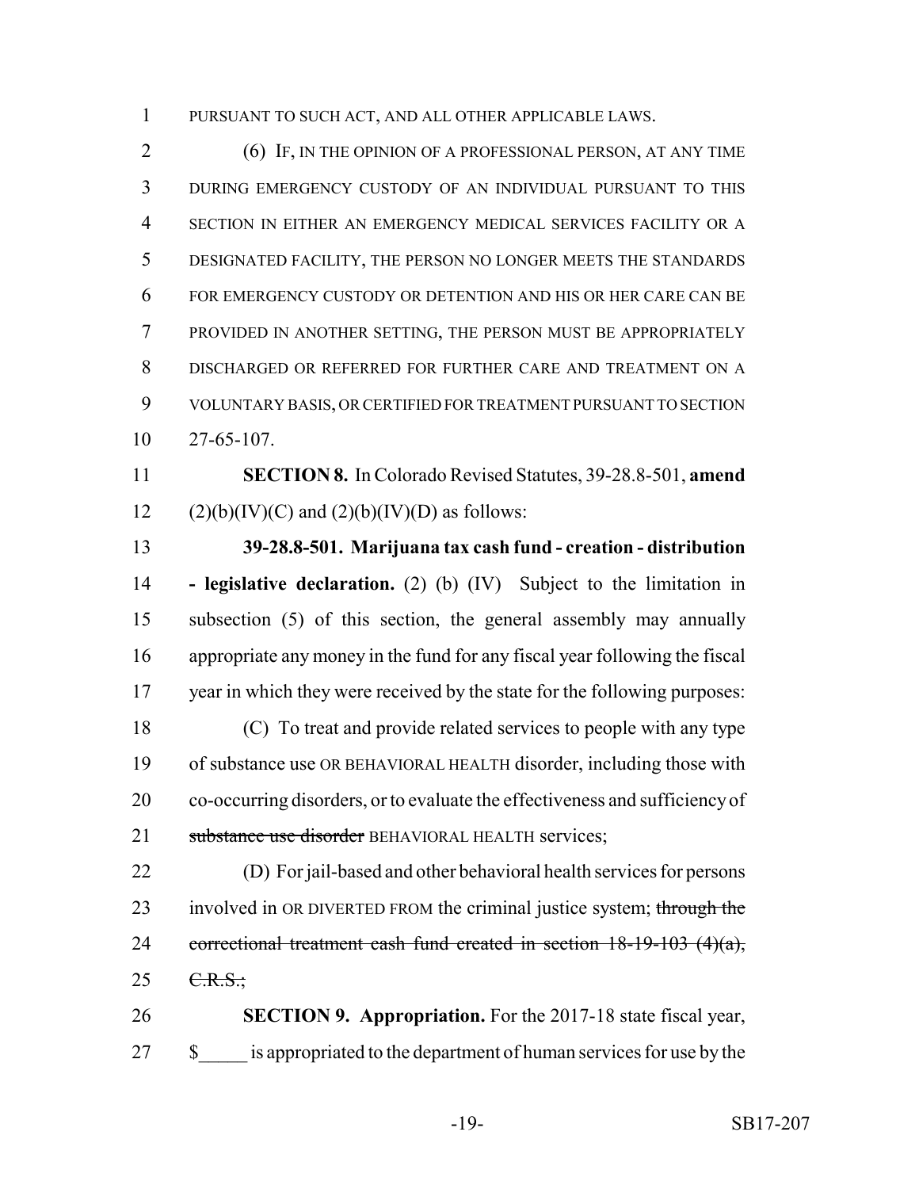PURSUANT TO SUCH ACT, AND ALL OTHER APPLICABLE LAWS.

(6) IF, IN THE OPINION OF A PROFESSIONAL PERSON, AT ANY TIME DURING EMERGENCY CUSTODY OF AN INDIVIDUAL PURSUANT TO THIS SECTION IN EITHER AN EMERGENCY MEDICAL SERVICES FACILITY OR A DESIGNATED FACILITY, THE PERSON NO LONGER MEETS THE STANDARDS FOR EMERGENCY CUSTODY OR DETENTION AND HIS OR HER CARE CAN BE PROVIDED IN ANOTHER SETTING, THE PERSON MUST BE APPROPRIATELY DISCHARGED OR REFERRED FOR FURTHER CARE AND TREATMENT ON A VOLUNTARY BASIS, OR CERTIFIED FOR TREATMENT PURSUANT TO SECTION 27-65-107.

**SECTION 8.** In Colorado Revised Statutes, 39-28.8-501, **amend** (2)(b)(IV)(C) and (2)(b)(IV)(D) as follows:

**39-28.8-501. Marijuana tax cash fund - creation - distribution - legislative declaration.** (2) (b) (IV) Subject to the limitation in subsection (5) of this section, the general assembly may annually appropriate any money in the fund for any fiscal year following the fiscal year in which they were received by the state for the following purposes:

(C) To treat and provide related services to people with any type of substance use OR BEHAVIORAL HEALTH disorder, including those with co-occurring disorders, or to evaluate the effectiveness and sufficiency of ~~substance use disorder~~ BEHAVIORAL HEALTH services;

(D) For jail-based and other behavioral health services for persons involved in OR DIVERTED FROM the criminal justice system; ~~through the correctional treatment cash fund created in section 18-19-103 (4)(a), C.R.S.;~~

**SECTION 9. Appropriation.** For the 2017-18 state fiscal year, $_____ is appropriated to the department of human services for use by the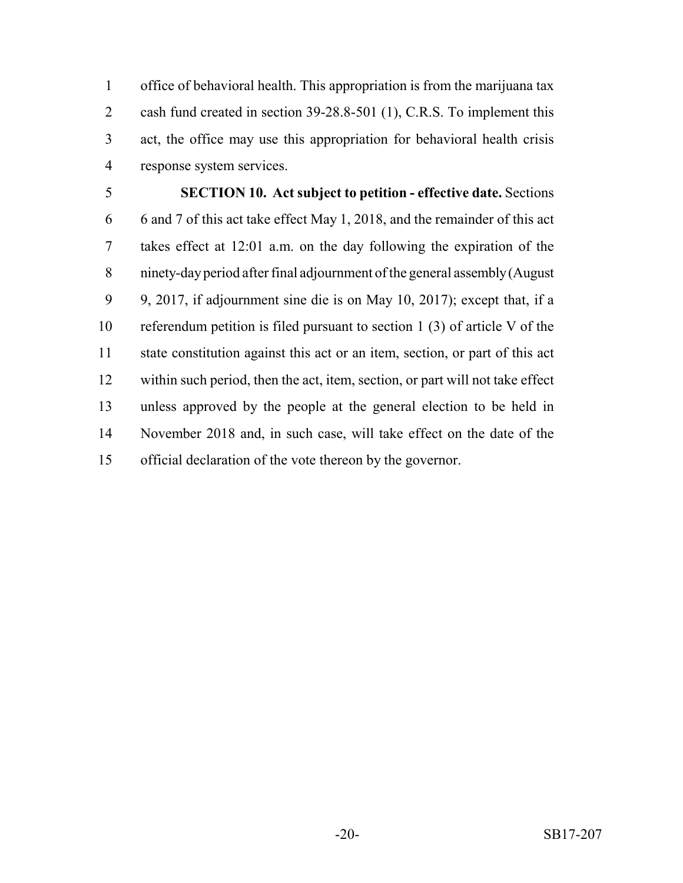office of behavioral health. This appropriation is from the marijuana tax cash fund created in section 39-28.8-501 (1), C.R.S. To implement this act, the office may use this appropriation for behavioral health crisis response system services.

**SECTION 10. Act subject to petition - effective date.** Sections 6 and 7 of this act take effect May 1, 2018, and the remainder of this act takes effect at 12:01 a.m. on the day following the expiration of the ninety-day period after final adjournment of the general assembly (August 9, 2017, if adjournment sine die is on May 10, 2017); except that, if a referendum petition is filed pursuant to section 1 (3) of article V of the state constitution against this act or an item, section, or part of this act within such period, then the act, item, section, or part will not take effect unless approved by the people at the general election to be held in November 2018 and, in such case, will take effect on the date of the official declaration of the vote thereon by the governor.